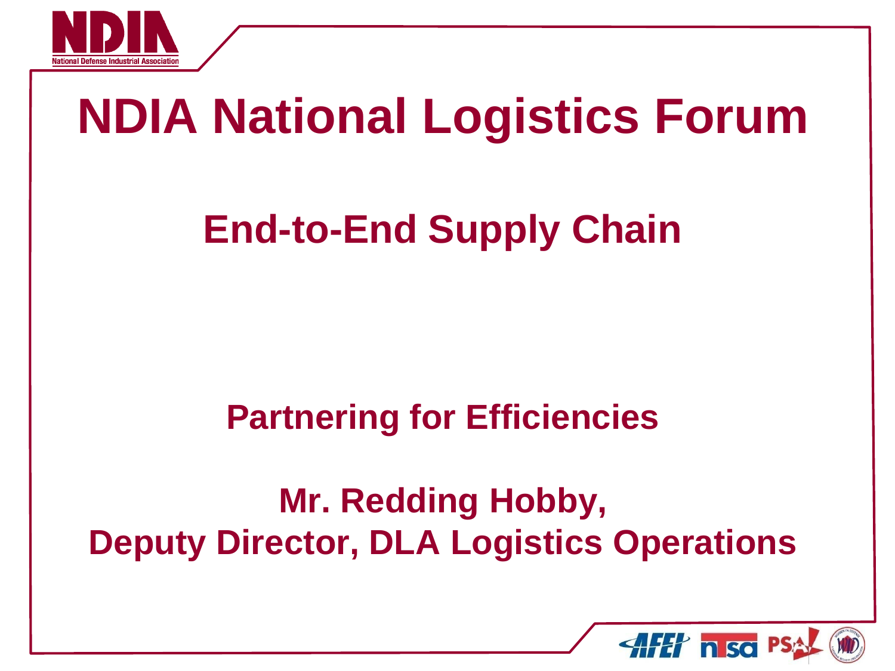# NDIA National Logistics Forum

## End-to-End Supply Chain

**Partnering for Efficiencies**

**Mr. Redding Hobby,**
**Deputy Director, DLA Logistics Operations**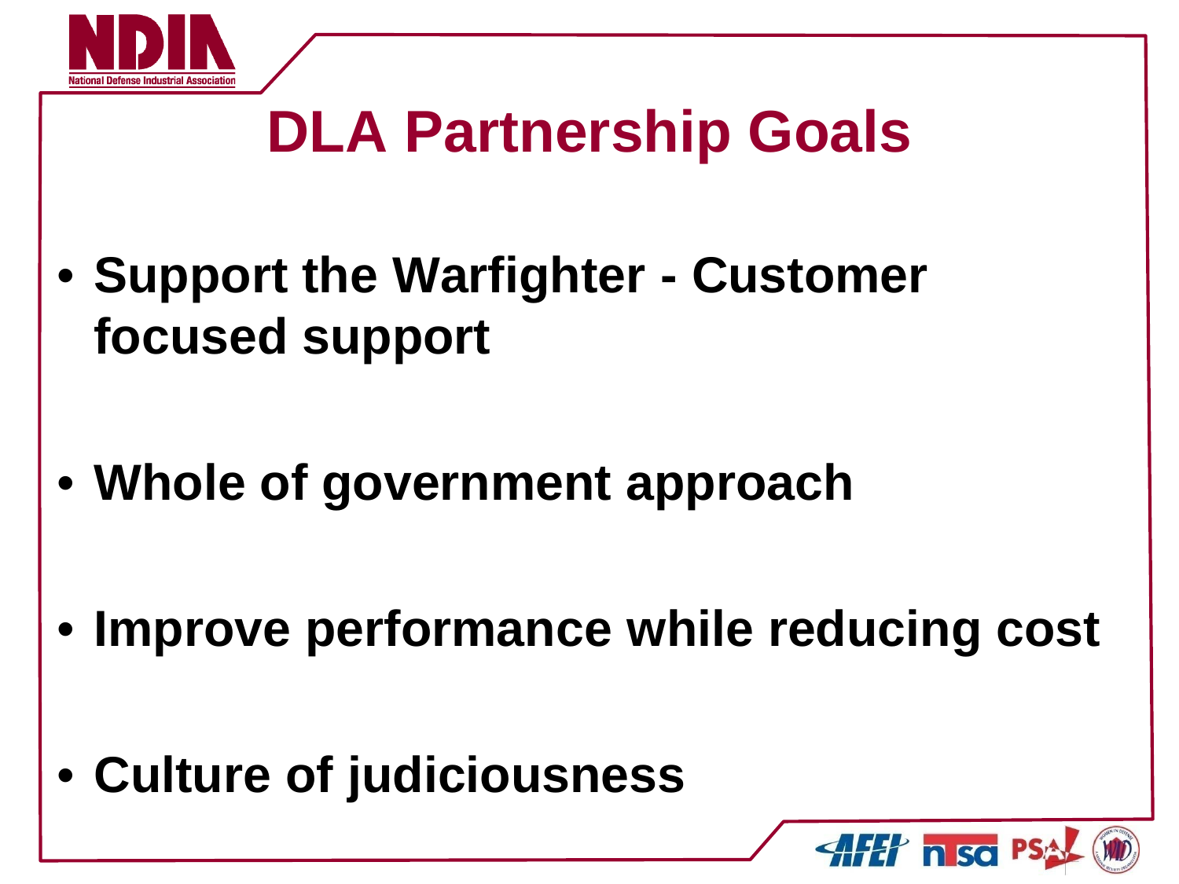# DLA Partnership Goals

- **Support the Warfighter - Customer focused support**
- **Whole of government approach**
- **Improve performance while reducing cost**
- **Culture of judiciousness**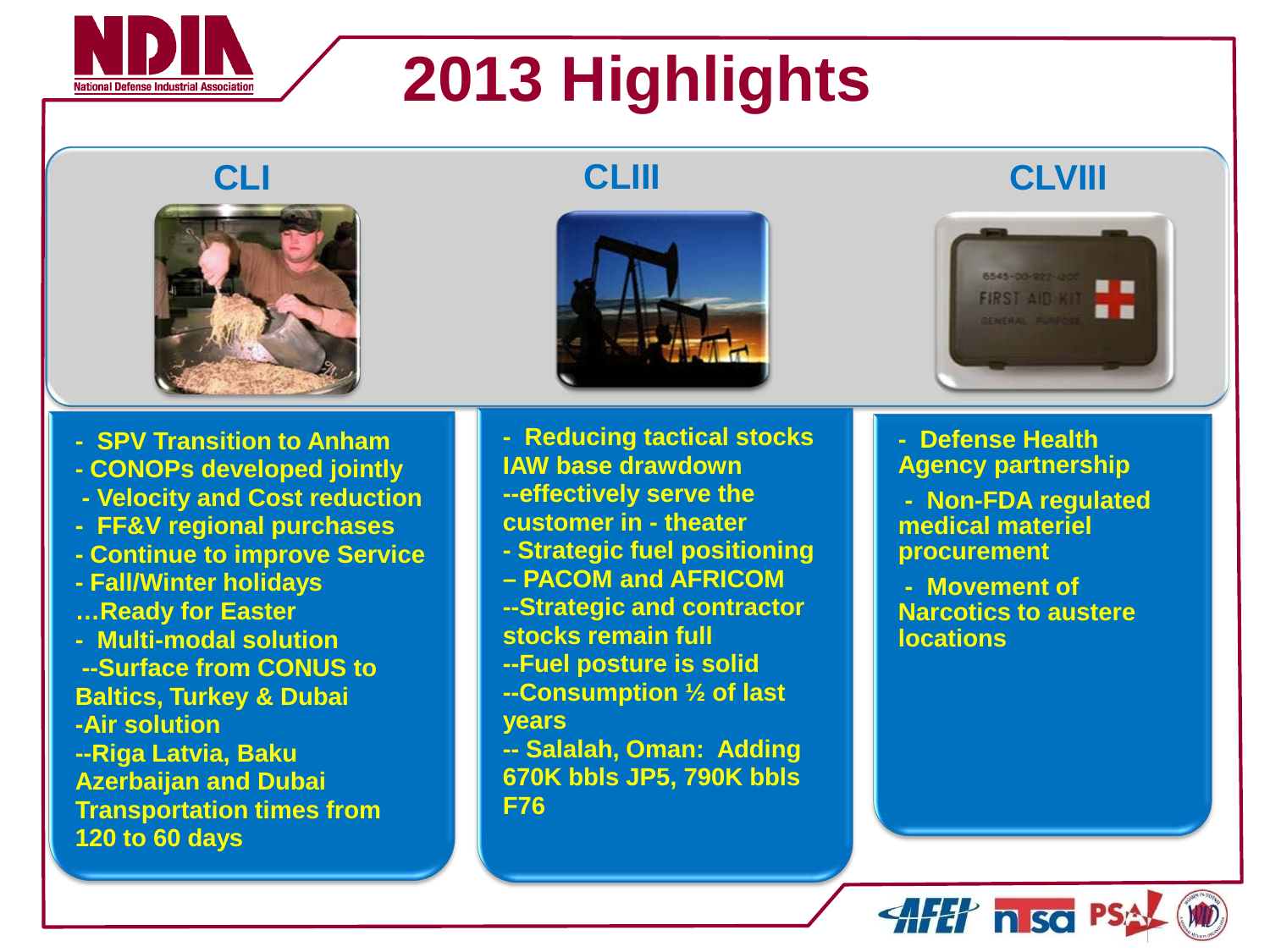# 2013 Highlights

## CLI

- SPV Transition to Anham
- CONOPs developed jointly
- Velocity and Cost reduction
- FF&V regional purchases
- Continue to improve Service
- Fall/Winter holidays …Ready for Easter
- Multi-modal solution
  - --Surface from CONUS to Baltics, Turkey & Dubai
  - -Air solution
  - --Riga Latvia, Baku Azerbaijan and Dubai Transportation times from 120 to 60 days

## CLIII

- Reducing tactical stocks IAW base drawdown
  - --effectively serve the customer in - theater
- Strategic fuel positioning – PACOM and AFRICOM
  - --Strategic and contractor stocks remain full
  - --Fuel posture is solid
  - --Consumption ½ of last years
  - -- Salalah, Oman: Adding 670K bbls JP5, 790K bbls F76

## CLVIII

- Defense Health Agency partnership
- Non-FDA regulated medical materiel procurement
- Movement of Narcotics to austere locations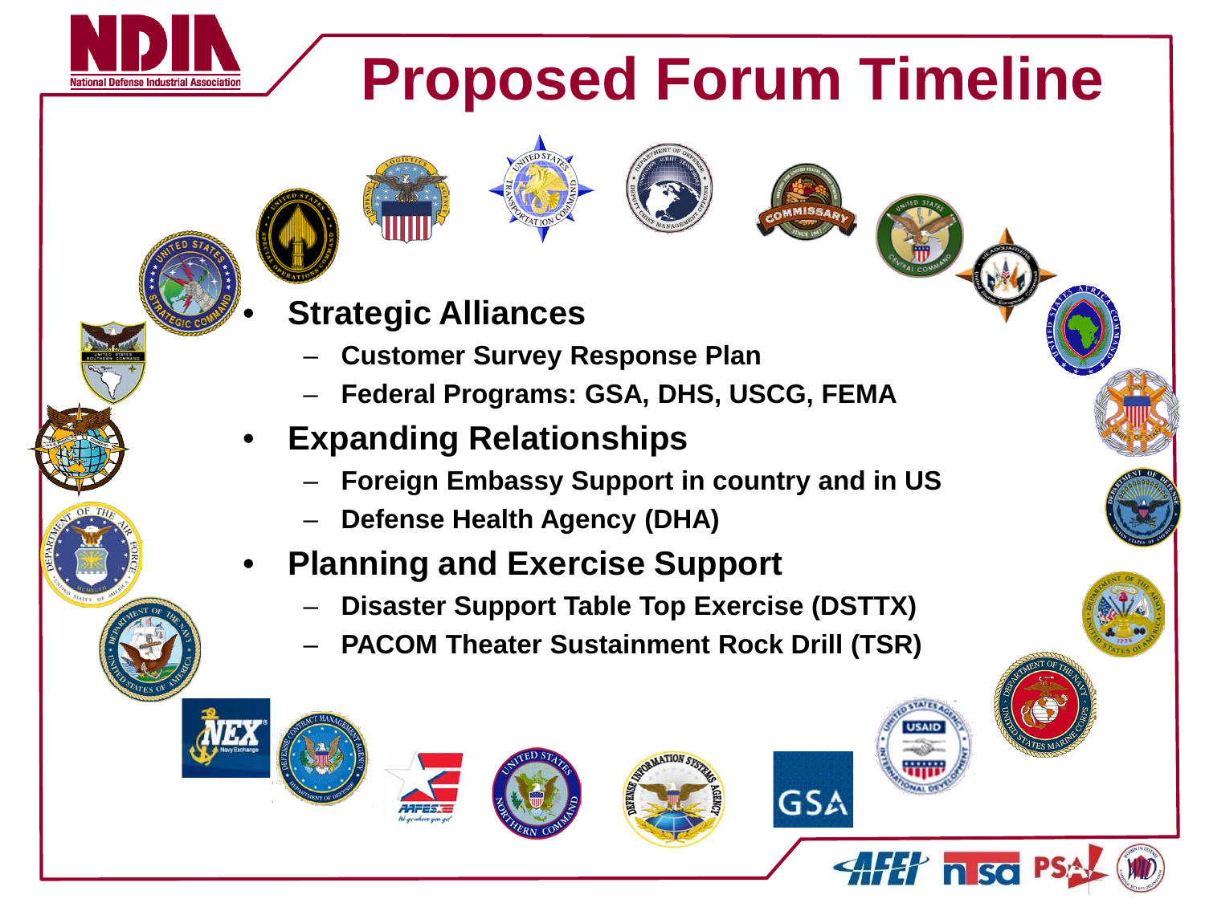# Proposed Forum Timeline

- **Strategic Alliances**
  - Customer Survey Response Plan
  - Federal Programs: GSA, DHS, USCG, FEMA
- **Expanding Relationships**
  - Foreign Embassy Support in country and in US
  - Defense Health Agency (DHA)
- **Planning and Exercise Support**
  - Disaster Support Table Top Exercise (DSTTX)
  - PACOM Theater Sustainment Rock Drill (TSR)